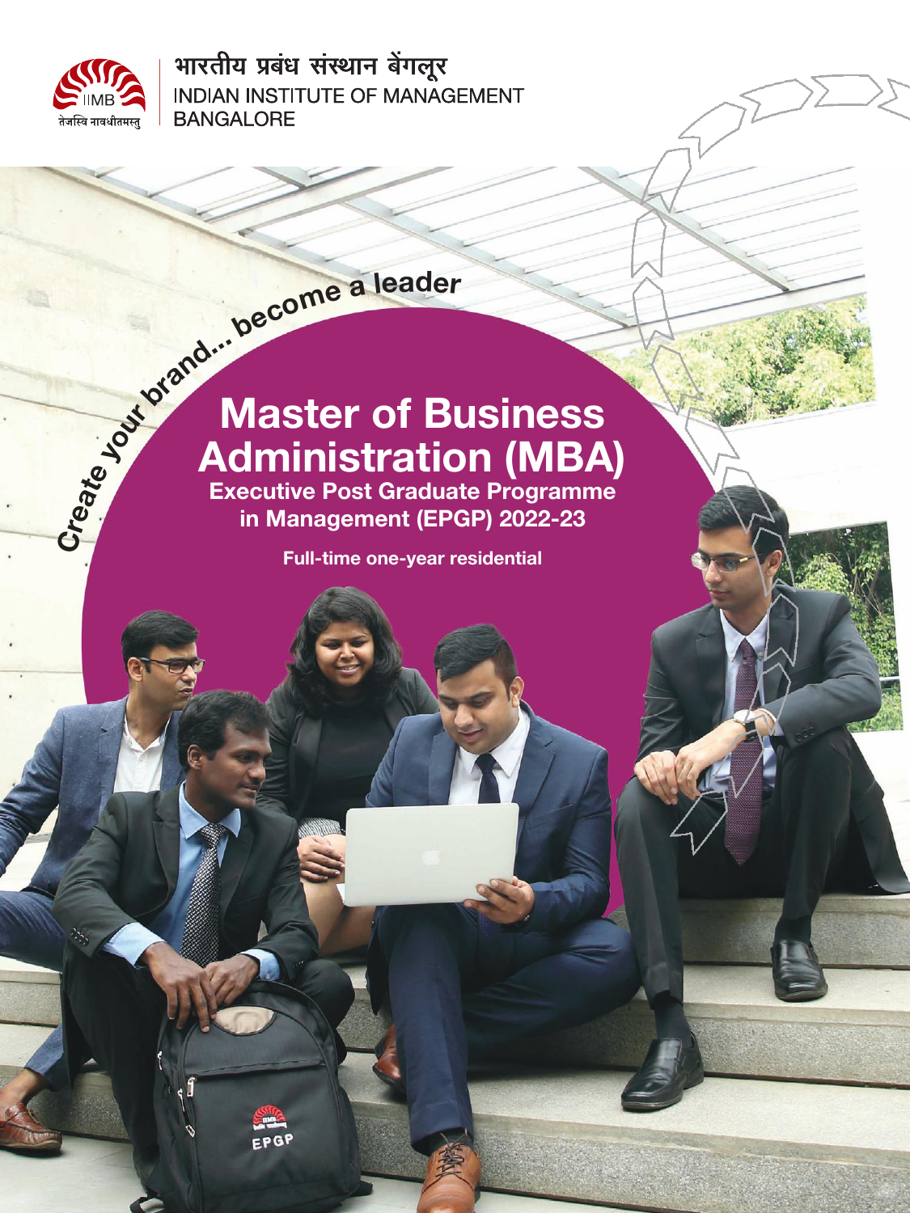भारतीय प्रबंध संस्थान बेंगलूर
INDIAN INSTITUTE OF MANAGEMENT
BANGALORE

तेजस्वि नावधीतमस्तु

Create your brand... become a leader

# Master of Business Administration (MBA)

## Executive Post Graduate Programme in Management (EPGP) 2022-23

**Full-time one-year residential**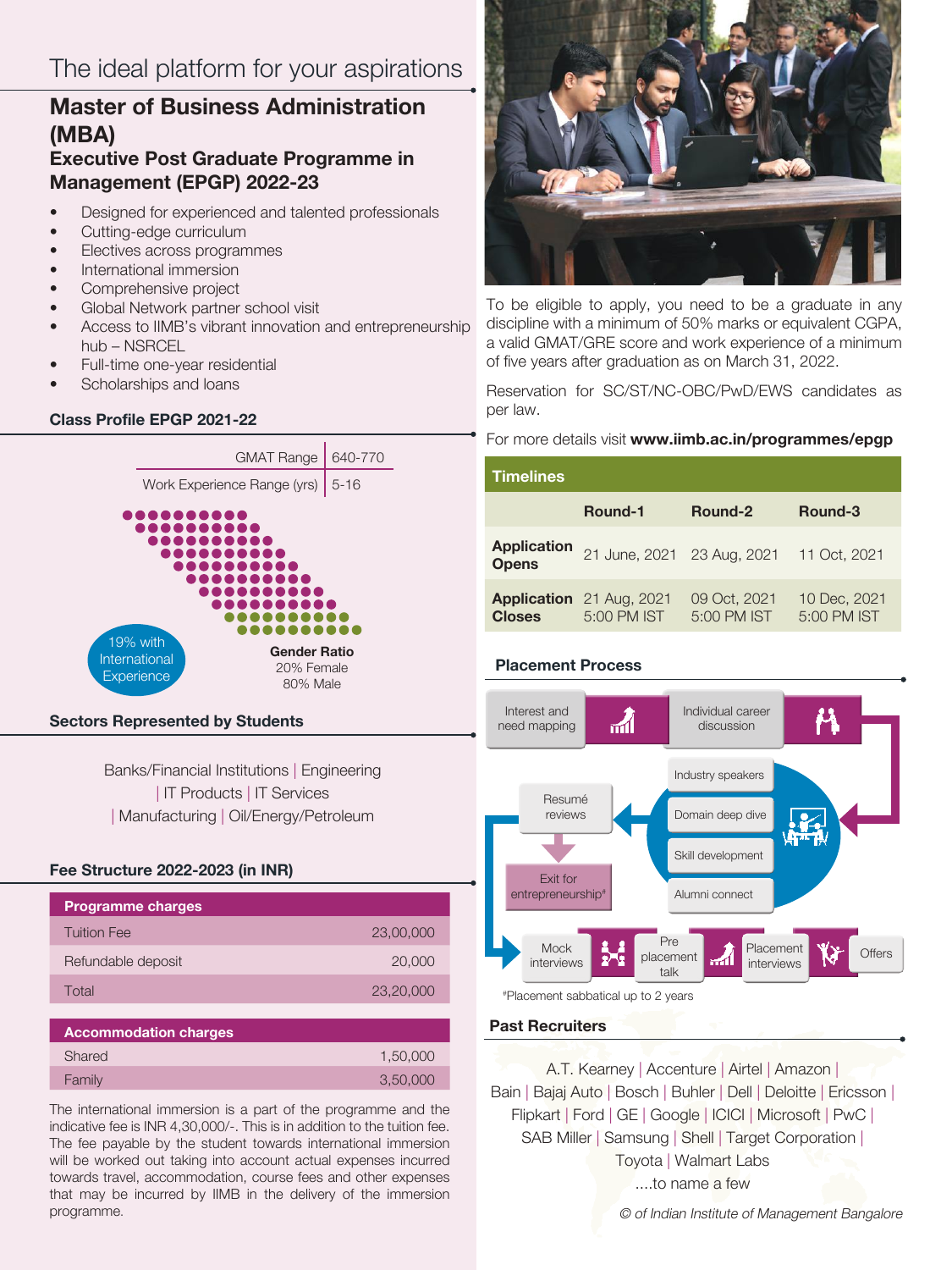The ideal platform for your aspirations

## Master of Business Administration (MBA)

### Executive Post Graduate Programme in Management (EPGP) 2022-23

- Designed for experienced and talented professionals
- Cutting-edge curriculum
- Electives across programmes
- International immersion
- Comprehensive project
- Global Network partner school visit
- Access to IIMB's vibrant innovation and entrepreneurship hub – NSRCEL
- Full-time one-year residential
- Scholarships and loans

### Class Profile EPGP 2021-22

| | |
|---|---|
| GMAT Range | 640-770 |
| Work Experience Range (yrs) | 5-16 |

19% with International Experience

Gender Ratio
20% Female
80% Male

### Sectors Represented by Students

Banks/Financial Institutions | Engineering | IT Products | IT Services | Manufacturing | Oil/Energy/Petroleum

### Fee Structure 2022-2023 (in INR)

| Programme charges | |
|---|---|
| Tuition Fee | 23,00,000 |
| Refundable deposit | 20,000 |
| Total | 23,20,000 |

| Accommodation charges | |
|---|---|
| Shared | 1,50,000 |
| Family | 3,50,000 |

The international immersion is a part of the programme and the indicative fee is INR 4,30,000/-. This is in addition to the tuition fee. The fee payable by the student towards international immersion will be worked out taking into account actual expenses incurred towards travel, accommodation, course fees and other expenses that may be incurred by IIMB in the delivery of the immersion programme.

To be eligible to apply, you need to be a graduate in any discipline with a minimum of 50% marks or equivalent CGPA, a valid GMAT/GRE score and work experience of a minimum of five years after graduation as on March 31, 2022.

Reservation for SC/ST/NC-OBC/PwD/EWS candidates as per law.

For more details visit **www.iimb.ac.in/programmes/epgp**

### Timelines

| | Round-1 | Round-2 | Round-3 |
|---|---|---|---|
| **Application Opens** | 21 June, 2021 | 23 Aug, 2021 | 11 Oct, 2021 |
| **Application Closes** | 21 Aug, 2021 5:00 PM IST | 09 Oct, 2021 5:00 PM IST | 10 Dec, 2021 5:00 PM IST |

### Placement Process

Interest and need mapping
Individual career discussion
Industry speakers
Domain deep dive
Skill development
Alumni connect
Resumé reviews
Exit for entrepreneurship#
Mock interviews
Pre placement talk
Placement interviews
Offers

#Placement sabbatical up to 2 years

### Past Recruiters

A.T. Kearney | Accenture | Airtel | Amazon | Bain | Bajaj Auto | Bosch | Buhler | Dell | Deloitte | Ericsson | Flipkart | Ford | GE | Google | ICICI | Microsoft | PwC | SAB Miller | Samsung | Shell | Target Corporation | Toyota | Walmart Labs

....to name a few

*© of Indian Institute of Management Bangalore*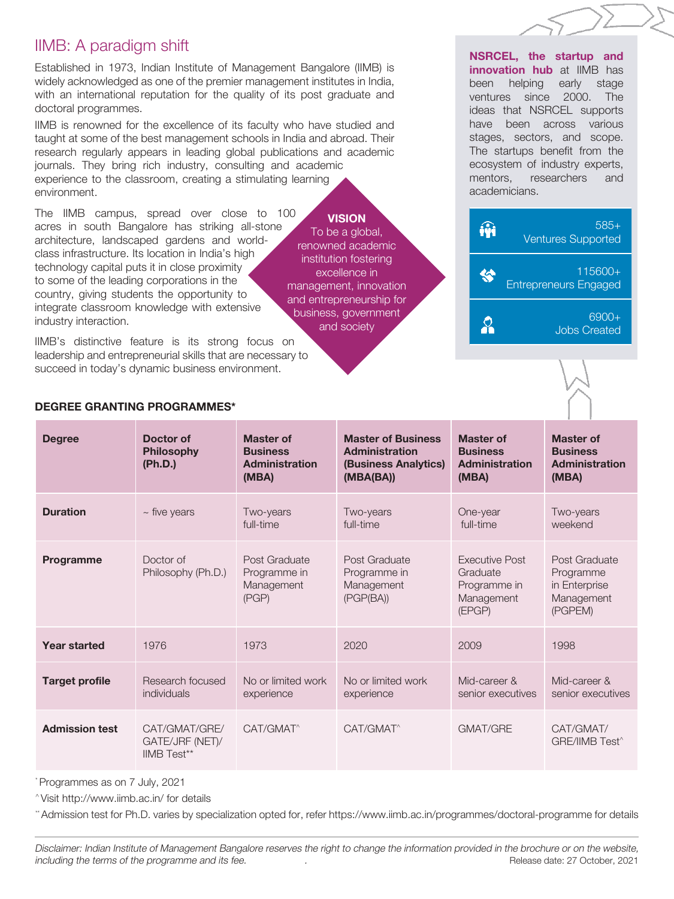# IIMB: A paradigm shift

Established in 1973, Indian Institute of Management Bangalore (IIMB) is widely acknowledged as one of the premier management institutes in India, with an international reputation for the quality of its post graduate and doctoral programmes.

IIMB is renowned for the excellence of its faculty who have studied and taught at some of the best management schools in India and abroad. Their research regularly appears in leading global publications and academic journals. They bring rich industry, consulting and academic experience to the classroom, creating a stimulating learning environment.

The IIMB campus, spread over close to 100 acres in south Bangalore has striking all-stone architecture, landscaped gardens and world-class infrastructure. Its location in India's high technology capital puts it in close proximity to some of the leading corporations in the country, giving students the opportunity to integrate classroom knowledge with extensive industry interaction.

IIMB's distinctive feature is its strong focus on leadership and entrepreneurial skills that are necessary to succeed in today's dynamic business environment.

**VISION**

To be a global, renowned academic institution fostering excellence in management, innovation and entrepreneurship for business, government and society

**NSRCEL, the startup and innovation hub** at IIMB has been helping early stage ventures since 2000. The ideas that NSRCEL supports have been across various stages, sectors, and scope. The startups benefit from the ecosystem of industry experts, mentors, researchers and academicians.

585+
Ventures Supported

115600+
Entrepreneurs Engaged

6900+
Jobs Created

**DEGREE GRANTING PROGRAMMES***

| Degree | Doctor of Philosophy (Ph.D.) | Master of Business Administration (MBA) | Master of Business Administration (Business Analytics) (MBA(BA)) | Master of Business Administration (MBA) | Master of Business Administration (MBA) |
|---|---|---|---|---|---|
| **Duration** | ~ five years | Two-years full-time | Two-years full-time | One-year full-time | Two-years weekend |
| **Programme** | Doctor of Philosophy (Ph.D.) | Post Graduate Programme in Management (PGP) | Post Graduate Programme in Management (PGP(BA)) | Executive Post Graduate Programme in Management (EPGP) | Post Graduate Programme in Enterprise Management (PGPEM) |
| **Year started** | 1976 | 1973 | 2020 | 2009 | 1998 |
| **Target profile** | Research focused individuals | No or limited work experience | No or limited work experience | Mid-career & senior executives | Mid-career & senior executives |
| **Admission test** | CAT/GMAT/GRE/ GATE/JRF (NET)/ IIMB Test** | CAT/GMAT^ | CAT/GMAT^ | GMAT/GRE | CAT/GMAT/ GRE/IIMB Test^ |

*Programmes as on 7 July, 2021

^Visit http://www.iimb.ac.in/ for details

**Admission test for Ph.D. varies by specialization opted for, refer https://www.iimb.ac.in/programmes/doctoral-programme for details

*Disclaimer: Indian Institute of Management Bangalore reserves the right to change the information provided in the brochure or on the website, including the terms of the programme and its fee.*

Release date: 27 October, 2021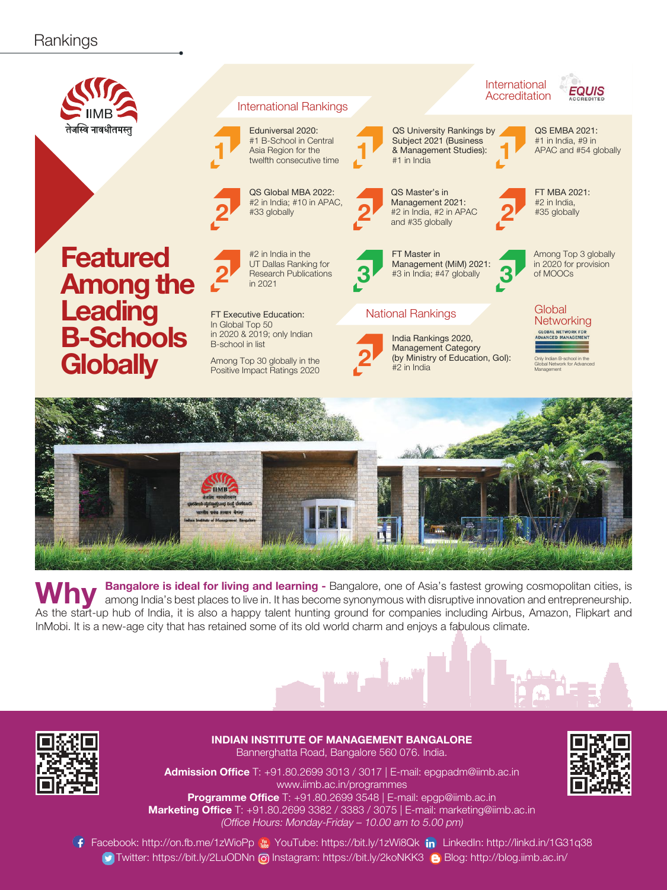# Rankings

IIMB

तेजस्वि नावधीतमस्तु

# Featured Among the Leading B-Schools Globally

## International Rankings

**1** Eduniversal 2020: #1 B-School in Central Asia Region for the twelfth consecutive time

**1** QS University Rankings by Subject 2021 (Business & Management Studies): #1 in India

**1** QS EMBA 2021: #1 in India, #9 in APAC and #54 globally

**2** QS Global MBA 2022: #2 in India; #10 in APAC, #33 globally

**2** QS Master's in Management 2021: #2 in India, #2 in APAC and #35 globally

**2** FT MBA 2021: #2 in India, #35 globally

**2** #2 in India in the UT Dallas Ranking for Research Publications in 2021

**3** FT Master in Management (MiM) 2021: #3 in India; #47 globally

**3** Among Top 3 globally in 2020 for provision of MOOCs

FT Executive Education: In Global Top 50 in 2020 & 2019; only Indian B-school in list

Among Top 30 globally in the Positive Impact Ratings 2020

## International Accreditation

EQUIS ACCREDITED

## National Rankings

**2** India Rankings 2020, Management Category (by Ministry of Education, GoI): #2 in India

## Global Networking

GLOBAL NETWORK FOR ADVANCED MANAGEMENT

Only Indian B-school in the Global Network for Advanced Management

**Why** **Bangalore is ideal for living and learning -** Bangalore, one of Asia's fastest growing cosmopolitan cities, is among India's best places to live in. It has become synonymous with disruptive innovation and entrepreneurship. As the start-up hub of India, it is also a happy talent hunting ground for companies including Airbus, Amazon, Flipkart and InMobi. It is a new-age city that has retained some of its old world charm and enjoys a fabulous climate.

**INDIAN INSTITUTE OF MANAGEMENT BANGALORE**
Bannerghatta Road, Bangalore 560 076. India.

**Admission Office** T: +91.80.2699 3013 / 3017 | E-mail: epgpadm@iimb.ac.in
www.iimb.ac.in/programmes
**Programme Office** T: +91.80.2699 3548 | E-mail: epgp@iimb.ac.in
**Marketing Office** T: +91.80.2699 3382 / 3383 / 3075 | E-mail: marketing@iimb.ac.in
*(Office Hours: Monday-Friday – 10.00 am to 5.00 pm)*

Facebook: http://on.fb.me/1zWioPp YouTube: https://bit.ly/1zWi8Qk LinkedIn: http://linkd.in/1G31q38
Twitter: https://bit.ly/2LuODNn Instagram: https://bit.ly/2koNKK3 Blog: http://blog.iimb.ac.in/